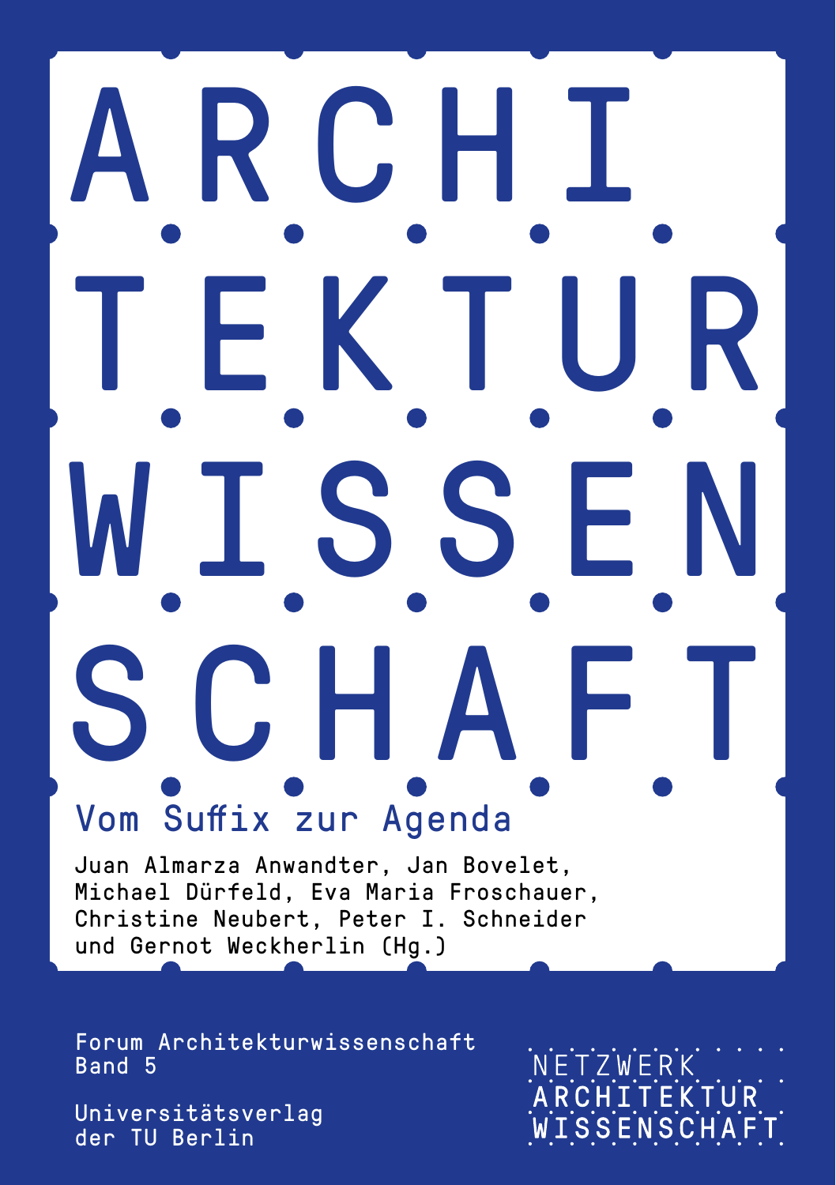# ARCHITEKTURWISSENSCHAFT

## Vom Suffix zur Agenda

Juan Almarza Anwandter, Jan Bovelet, Michael Dürfeld, Eva Maria Froschauer, Christine Neubert, Peter I. Schneider und Gernot Weckherlin (Hg.)

Forum Architekturwissenschaft
Band 5

Universitätsverlag der TU Berlin

NETZWERK ARCHITEKTURWISSENSCHAFT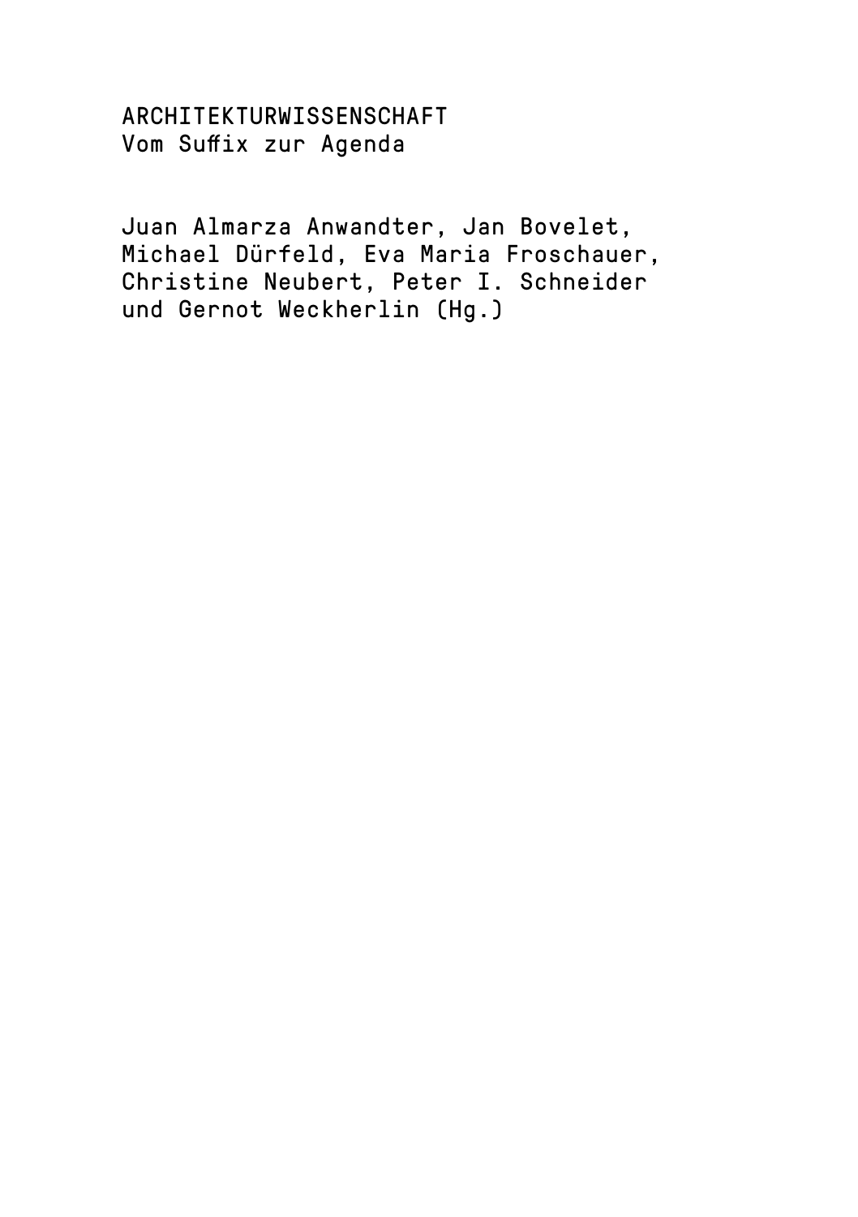# ARCHITEKTURWISSENSCHAFT
## Vom Suffix zur Agenda

Juan Almarza Anwandter, Jan Bovelet, Michael Dürfeld, Eva Maria Froschauer, Christine Neubert, Peter I. Schneider und Gernot Weckherlin (Hg.)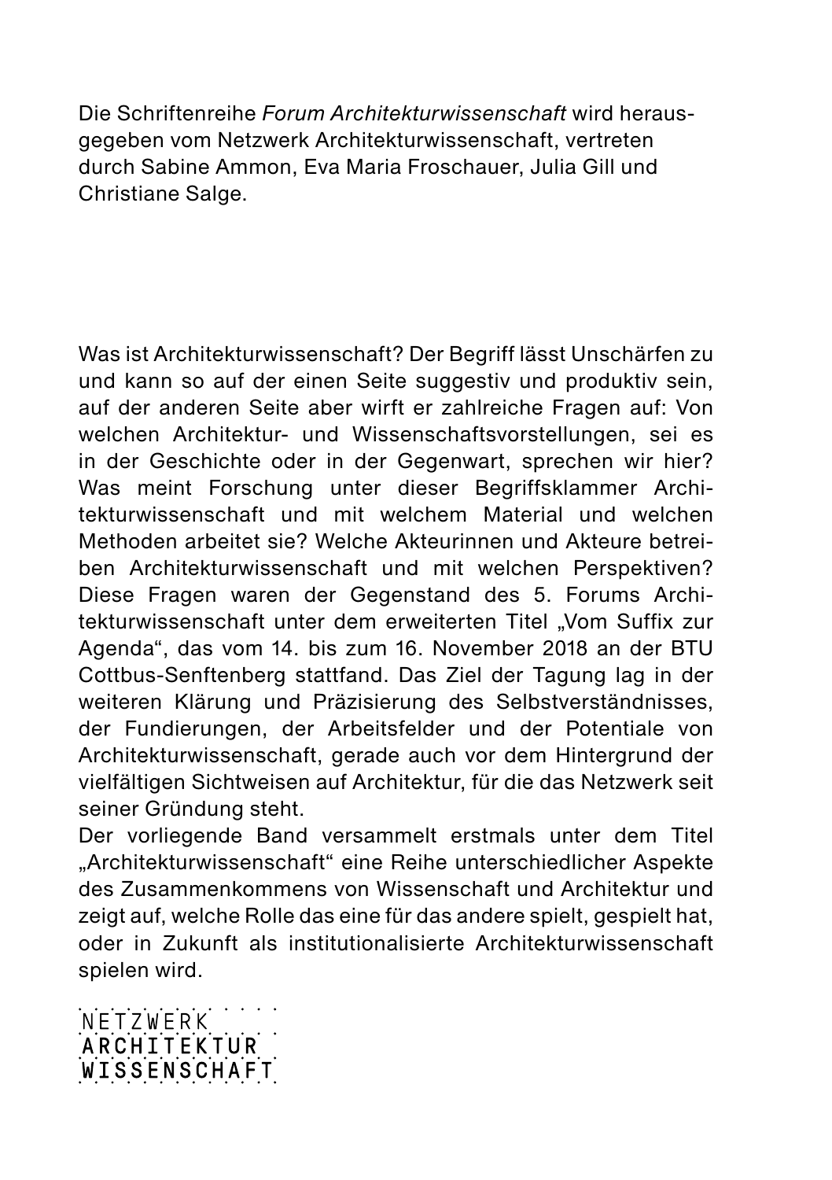Die Schriftenreihe *Forum Architekturwissenschaft* wird herausgegeben vom Netzwerk Architekturwissenschaft, vertreten durch Sabine Ammon, Eva Maria Froschauer, Julia Gill und Christiane Salge.

Was ist Architekturwissenschaft? Der Begriff lässt Unschärfen zu und kann so auf der einen Seite suggestiv und produktiv sein, auf der anderen Seite aber wirft er zahlreiche Fragen auf: Von welchen Architektur- und Wissenschaftsvorstellungen, sei es in der Geschichte oder in der Gegenwart, sprechen wir hier? Was meint Forschung unter dieser Begriffsklammer Architekturwissenschaft und mit welchem Material und welchen Methoden arbeitet sie? Welche Akteurinnen und Akteure betreiben Architekturwissenschaft und mit welchen Perspektiven? Diese Fragen waren der Gegenstand des 5. Forums Architekturwissenschaft unter dem erweiterten Titel „Vom Suffix zur Agenda", das vom 14. bis zum 16. November 2018 an der BTU Cottbus-Senftenberg stattfand. Das Ziel der Tagung lag in der weiteren Klärung und Präzisierung des Selbstverständnisses, der Fundierungen, der Arbeitsfelder und der Potentiale von Architekturwissenschaft, gerade auch vor dem Hintergrund der vielfältigen Sichtweisen auf Architektur, für die das Netzwerk seit seiner Gründung steht.

Der vorliegende Band versammelt erstmals unter dem Titel „Architekturwissenschaft" eine Reihe unterschiedlicher Aspekte des Zusammenkommens von Wissenschaft und Architektur und zeigt auf, welche Rolle das eine für das andere spielt, gespielt hat, oder in Zukunft als institutionalisierte Architekturwissenschaft spielen wird.

NETZWERK
ARCHITEKTUR
WISSENSCHAFT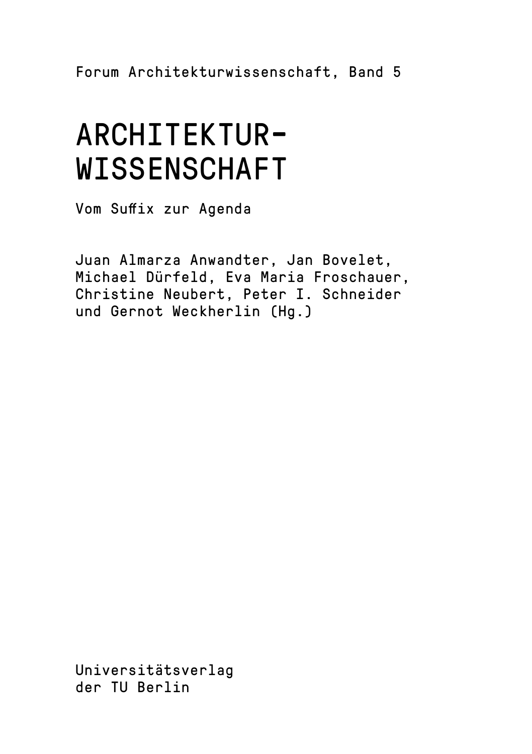Forum Architekturwissenschaft, Band 5

# ARCHITEKTUR-WISSENSCHAFT

Vom Suffix zur Agenda

Juan Almarza Anwandter, Jan Bovelet, Michael Dürfeld, Eva Maria Froschauer, Christine Neubert, Peter I. Schneider und Gernot Weckherlin (Hg.)

Universitätsverlag der TU Berlin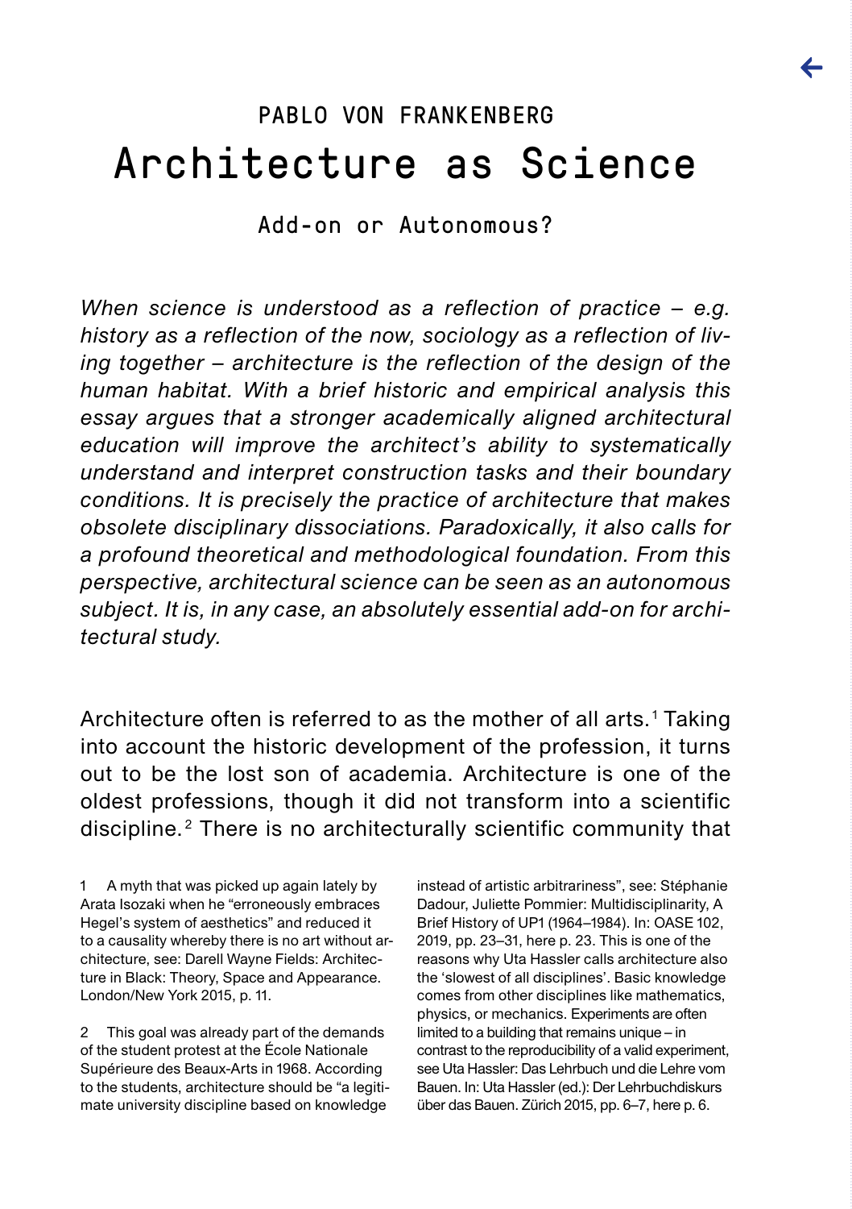PABLO VON FRANKENBERG

# Architecture as Science

## Add-on or Autonomous?

*When science is understood as a reflection of practice – e.g. history as a reflection of the now, sociology as a reflection of living together – architecture is the reflection of the design of the human habitat. With a brief historic and empirical analysis this essay argues that a stronger academically aligned architectural education will improve the architect's ability to systematically understand and interpret construction tasks and their boundary conditions. It is precisely the practice of architecture that makes obsolete disciplinary dissociations. Paradoxically, it also calls for a profound theoretical and methodological foundation. From this perspective, architectural science can be seen as an autonomous subject. It is, in any case, an absolutely essential add-on for architectural study.*

Architecture often is referred to as the mother of all arts.[1] Taking into account the historic development of the profession, it turns out to be the lost son of academia. Architecture is one of the oldest professions, though it did not transform into a scientific discipline.[2] There is no architecturally scientific community that

1 A myth that was picked up again lately by Arata Isozaki when he "erroneously embraces Hegel's system of aesthetics" and reduced it to a causality whereby there is no art without architecture, see: Darell Wayne Fields: Architecture in Black: Theory, Space and Appearance. London/New York 2015, p. 11.

2 This goal was already part of the demands of the student protest at the École Nationale Supérieure des Beaux-Arts in 1968. According to the students, architecture should be "a legitimate university discipline based on knowledge instead of artistic arbitrariness", see: Stéphanie Dadour, Juliette Pommier: Multidisciplinarity, A Brief History of UP1 (1964–1984). In: OASE 102, 2019, pp. 23–31, here p. 23. This is one of the reasons why Uta Hassler calls architecture also the 'slowest of all disciplines'. Basic knowledge comes from other disciplines like mathematics, physics, or mechanics. Experiments are often limited to a building that remains unique – in contrast to the reproducibility of a valid experiment, see Uta Hassler: Das Lehrbuch und die Lehre vom Bauen. In: Uta Hassler (ed.): Der Lehrbuchdiskurs über das Bauen. Zürich 2015, pp. 6–7, here p. 6.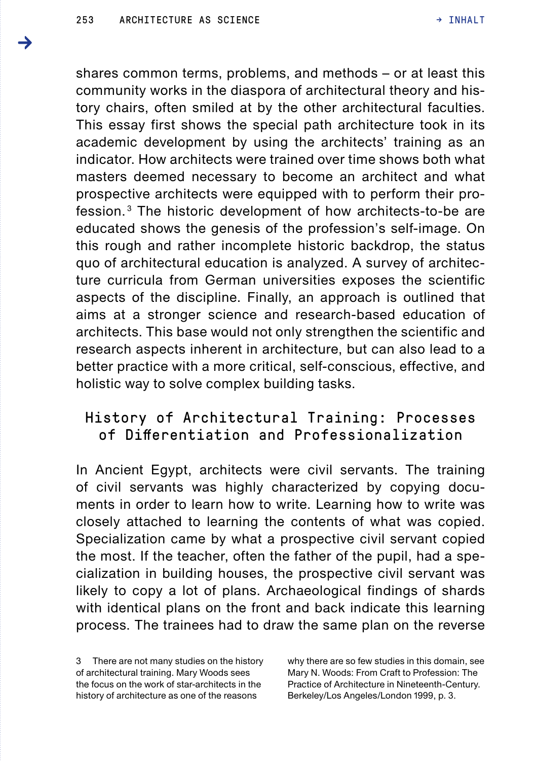shares common terms, problems, and methods – or at least this community works in the diaspora of architectural theory and history chairs, often smiled at by the other architectural faculties. This essay first shows the special path architecture took in its academic development by using the architects' training as an indicator. How architects were trained over time shows both what masters deemed necessary to become an architect and what prospective architects were equipped with to perform their profession.[3] The historic development of how architects-to-be are educated shows the genesis of the profession's self-image. On this rough and rather incomplete historic backdrop, the status quo of architectural education is analyzed. A survey of architecture curricula from German universities exposes the scientific aspects of the discipline. Finally, an approach is outlined that aims at a stronger science and research-based education of architects. This base would not only strengthen the scientific and research aspects inherent in architecture, but can also lead to a better practice with a more critical, self-conscious, effective, and holistic way to solve complex building tasks.

## History of Architectural Training: Processes of Differentiation and Professionalization

In Ancient Egypt, architects were civil servants. The training of civil servants was highly characterized by copying documents in order to learn how to write. Learning how to write was closely attached to learning the contents of what was copied. Specialization came by what a prospective civil servant copied the most. If the teacher, often the father of the pupil, had a specialization in building houses, the prospective civil servant was likely to copy a lot of plans. Archaeological findings of shards with identical plans on the front and back indicate this learning process. The trainees had to draw the same plan on the reverse

3 There are not many studies on the history of architectural training. Mary Woods sees the focus on the work of star-architects in the history of architecture as one of the reasons why there are so few studies in this domain, see Mary N. Woods: From Craft to Profession: The Practice of Architecture in Nineteenth-Century. Berkeley/Los Angeles/London 1999, p. 3.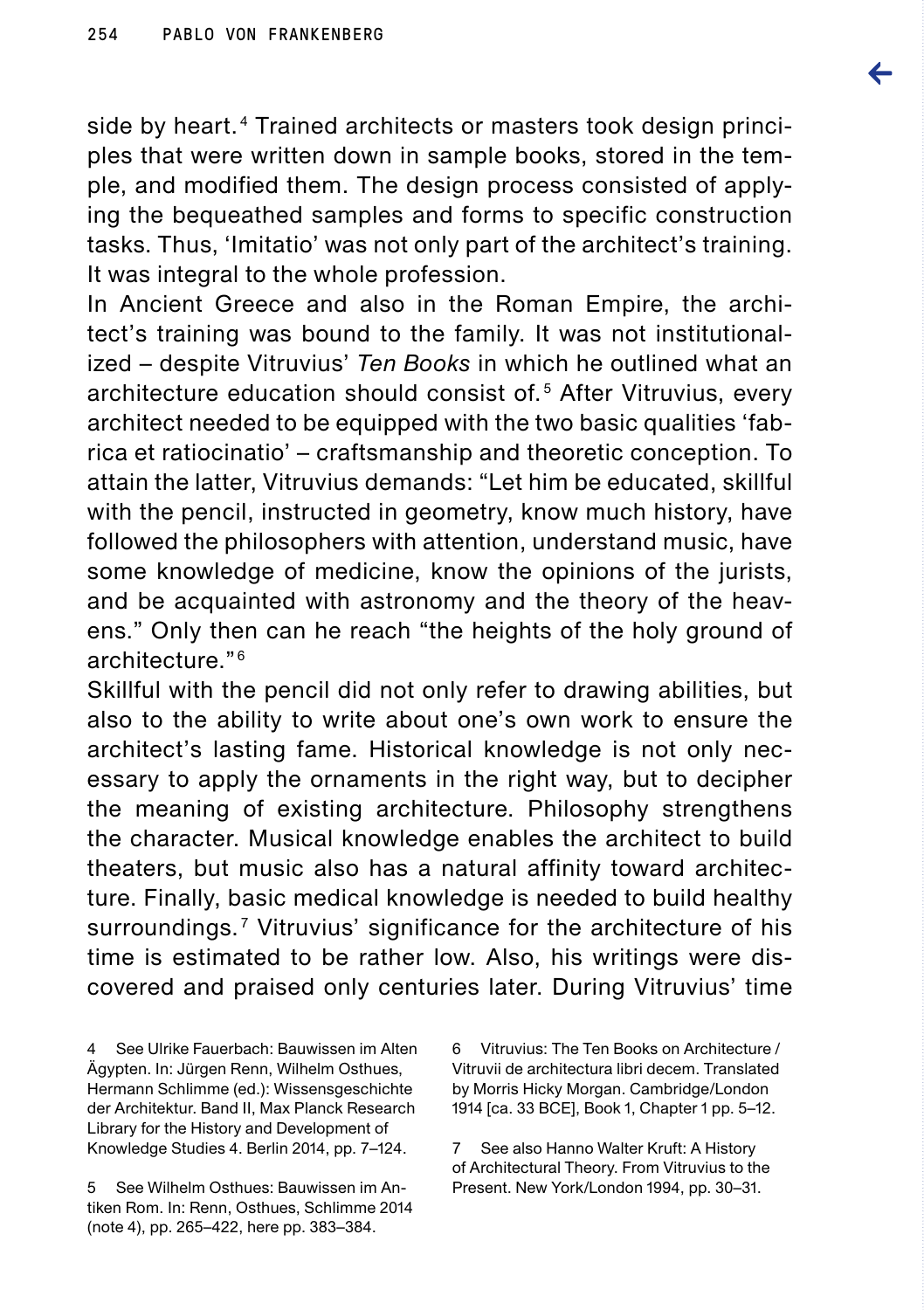side by heart.[4] Trained architects or masters took design principles that were written down in sample books, stored in the temple, and modified them. The design process consisted of applying the bequeathed samples and forms to specific construction tasks. Thus, 'Imitatio' was not only part of the architect's training. It was integral to the whole profession.

In Ancient Greece and also in the Roman Empire, the architect's training was bound to the family. It was not institutionalized – despite Vitruvius' *Ten Books* in which he outlined what an architecture education should consist of.[5] After Vitruvius, every architect needed to be equipped with the two basic qualities 'fabrica et ratiocinatio' – craftsmanship and theoretic conception. To attain the latter, Vitruvius demands: "Let him be educated, skillful with the pencil, instructed in geometry, know much history, have followed the philosophers with attention, understand music, have some knowledge of medicine, know the opinions of the jurists, and be acquainted with astronomy and the theory of the heavens." Only then can he reach "the heights of the holy ground of architecture."[6]

Skillful with the pencil did not only refer to drawing abilities, but also to the ability to write about one's own work to ensure the architect's lasting fame. Historical knowledge is not only necessary to apply the ornaments in the right way, but to decipher the meaning of existing architecture. Philosophy strengthens the character. Musical knowledge enables the architect to build theaters, but music also has a natural affinity toward architecture. Finally, basic medical knowledge is needed to build healthy surroundings.[7] Vitruvius' significance for the architecture of his time is estimated to be rather low. Also, his writings were discovered and praised only centuries later. During Vitruvius' time

---

4 See Ulrike Fauerbach: Bauwissen im Alten Ägypten. In: Jürgen Renn, Wilhelm Osthues, Hermann Schlimme (ed.): Wissensgeschichte der Architektur. Band II, Max Planck Research Library for the History and Development of Knowledge Studies 4. Berlin 2014, pp. 7–124.

5 See Wilhelm Osthues: Bauwissen im Antiken Rom. In: Renn, Osthues, Schlimme 2014 (note 4), pp. 265–422, here pp. 383–384.

6 Vitruvius: The Ten Books on Architecture / Vitruvii de architectura libri decem. Translated by Morris Hicky Morgan. Cambridge/London 1914 [ca. 33 BCE], Book 1, Chapter 1 pp. 5–12.

7 See also Hanno Walter Kruft: A History of Architectural Theory. From Vitruvius to the Present. New York/London 1994, pp. 30–31.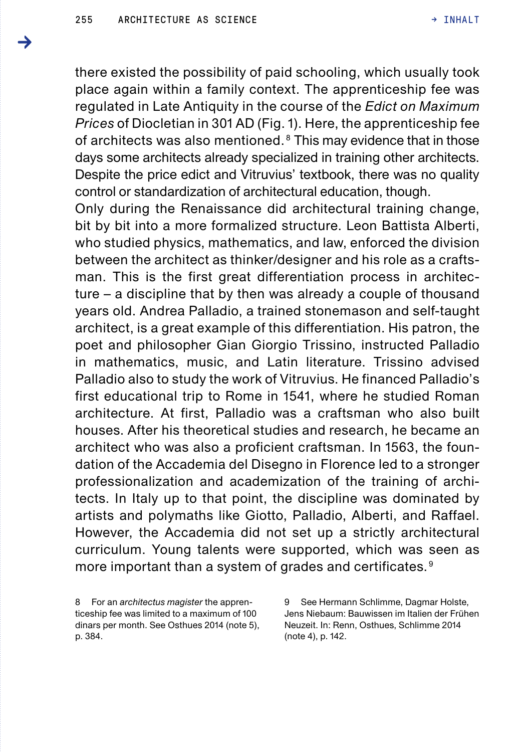there existed the possibility of paid schooling, which usually took place again within a family context. The apprenticeship fee was regulated in Late Antiquity in the course of the *Edict on Maximum Prices* of Diocletian in 301 AD (Fig. 1). Here, the apprenticeship fee of architects was also mentioned.[8] This may evidence that in those days some architects already specialized in training other architects. Despite the price edict and Vitruvius' textbook, there was no quality control or standardization of architectural education, though.

Only during the Renaissance did architectural training change, bit by bit into a more formalized structure. Leon Battista Alberti, who studied physics, mathematics, and law, enforced the division between the architect as thinker/designer and his role as a craftsman. This is the first great differentiation process in architecture – a discipline that by then was already a couple of thousand years old. Andrea Palladio, a trained stonemason and self-taught architect, is a great example of this differentiation. His patron, the poet and philosopher Gian Giorgio Trissino, instructed Palladio in mathematics, music, and Latin literature. Trissino advised Palladio also to study the work of Vitruvius. He financed Palladio's first educational trip to Rome in 1541, where he studied Roman architecture. At first, Palladio was a craftsman who also built houses. After his theoretical studies and research, he became an architect who was also a proficient craftsman. In 1563, the foundation of the Accademia del Disegno in Florence led to a stronger professionalization and academization of the training of architects. In Italy up to that point, the discipline was dominated by artists and polymaths like Giotto, Palladio, Alberti, and Raffael. However, the Accademia did not set up a strictly architectural curriculum. Young talents were supported, which was seen as more important than a system of grades and certificates.[9]

8 For an *architectus magister* the apprenticeship fee was limited to a maximum of 100 dinars per month. See Osthues 2014 (note 5), p. 384.

9 See Hermann Schlimme, Dagmar Holste, Jens Niebaum: Bauwissen im Italien der Frühen Neuzeit. In: Renn, Osthues, Schlimme 2014 (note 4), p. 142.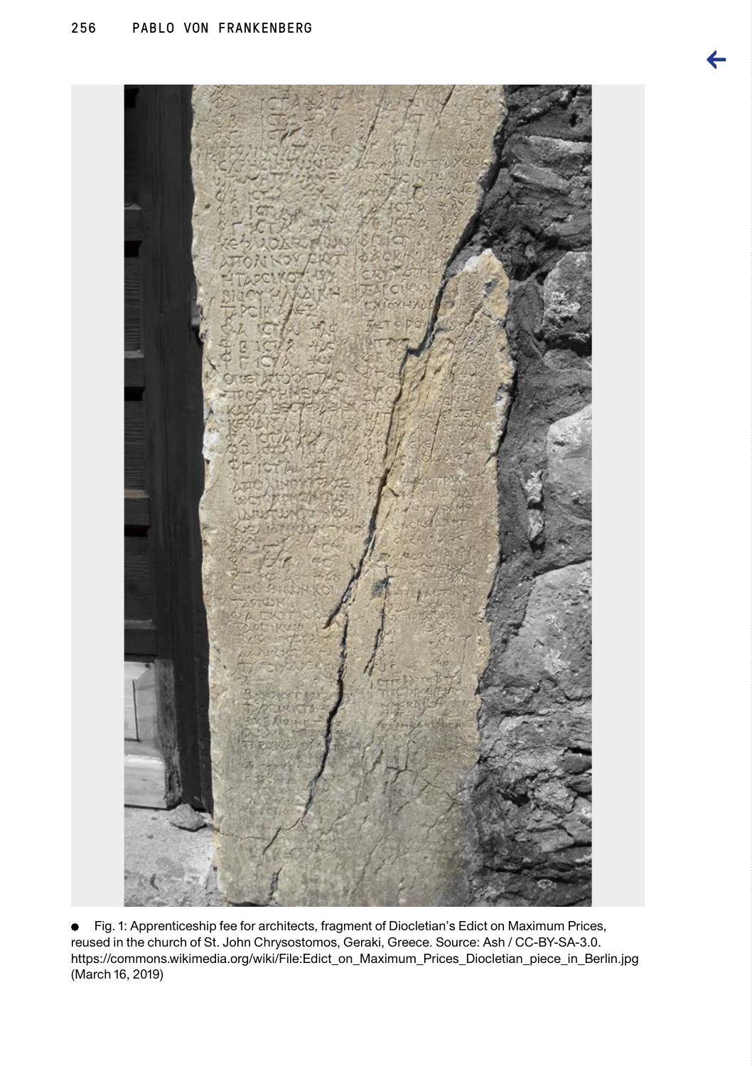Fig. 1: Apprenticeship fee for architects, fragment of Diocletian's Edict on Maximum Prices, reused in the church of St. John Chrysostomos, Geraki, Greece. Source: Ash / CC-BY-SA-3.0. https://commons.wikimedia.org/wiki/File:Edict_on_Maximum_Prices_Diocletian_piece_in_Berlin.jpg (March 16, 2019)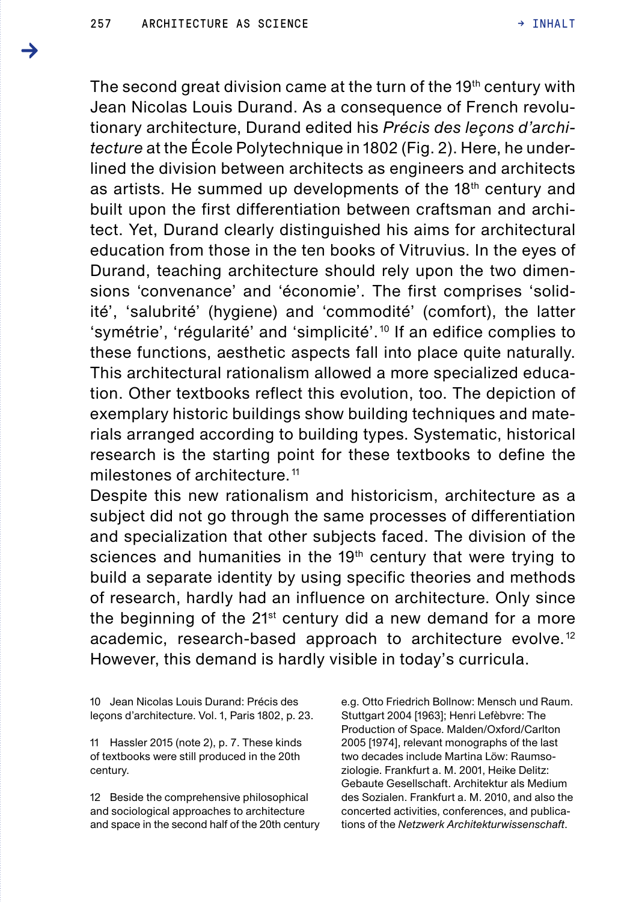The second great division came at the turn of the 19th century with Jean Nicolas Louis Durand. As a consequence of French revolutionary architecture, Durand edited his *Précis des leçons d'architecture* at the École Polytechnique in 1802 (Fig. 2). Here, he underlined the division between architects as engineers and architects as artists. He summed up developments of the 18th century and built upon the first differentiation between craftsman and architect. Yet, Durand clearly distinguished his aims for architectural education from those in the ten books of Vitruvius. In the eyes of Durand, teaching architecture should rely upon the two dimensions 'convenance' and 'économie'. The first comprises 'solidité', 'salubrité' (hygiene) and 'commodité' (comfort), the latter 'symétrie', 'régularité' and 'simplicité'.[10] If an edifice complies to these functions, aesthetic aspects fall into place quite naturally. This architectural rationalism allowed a more specialized education. Other textbooks reflect this evolution, too. The depiction of exemplary historic buildings show building techniques and materials arranged according to building types. Systematic, historical research is the starting point for these textbooks to define the milestones of architecture.[11]

Despite this new rationalism and historicism, architecture as a subject did not go through the same processes of differentiation and specialization that other subjects faced. The division of the sciences and humanities in the 19th century that were trying to build a separate identity by using specific theories and methods of research, hardly had an influence on architecture. Only since the beginning of the 21st century did a new demand for a more academic, research-based approach to architecture evolve.[12] However, this demand is hardly visible in today's curricula.

10 Jean Nicolas Louis Durand: Précis des leçons d'architecture. Vol. 1, Paris 1802, p. 23.

11 Hassler 2015 (note 2), p. 7. These kinds of textbooks were still produced in the 20th century.

12 Beside the comprehensive philosophical and sociological approaches to architecture and space in the second half of the 20th century e.g. Otto Friedrich Bollnow: Mensch und Raum. Stuttgart 2004 [1963]; Henri Lefèbvre: The Production of Space. Malden/Oxford/Carlton 2005 [1974], relevant monographs of the last two decades include Martina Löw: Raumsoziologie. Frankfurt a. M. 2001, Heike Delitz: Gebaute Gesellschaft. Architektur als Medium des Sozialen. Frankfurt a. M. 2010, and also the concerted activities, conferences, and publications of the *Netzwerk Architekturwissenschaft*.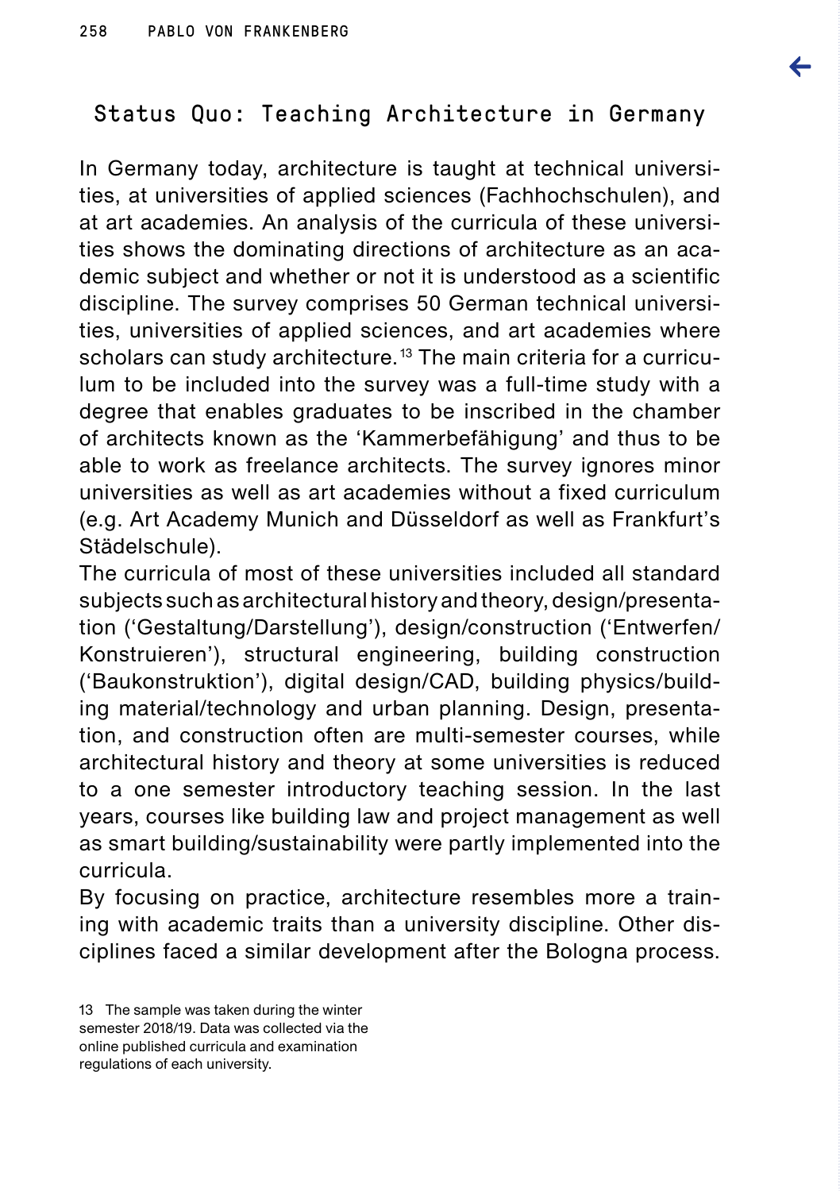## Status Quo: Teaching Architecture in Germany

In Germany today, architecture is taught at technical universities, at universities of applied sciences (Fachhochschulen), and at art academies. An analysis of the curricula of these universities shows the dominating directions of architecture as an academic subject and whether or not it is understood as a scientific discipline. The survey comprises 50 German technical universities, universities of applied sciences, and art academies where scholars can study architecture.[13] The main criteria for a curriculum to be included into the survey was a full-time study with a degree that enables graduates to be inscribed in the chamber of architects known as the 'Kammerbefähigung' and thus to be able to work as freelance architects. The survey ignores minor universities as well as art academies without a fixed curriculum (e.g. Art Academy Munich and Düsseldorf as well as Frankfurt's Städelschule).

The curricula of most of these universities included all standard subjects such as architectural history and theory, design/presentation ('Gestaltung/Darstellung'), design/construction ('Entwerfen/Konstruieren'), structural engineering, building construction ('Baukonstruktion'), digital design/CAD, building physics/building material/technology and urban planning. Design, presentation, and construction often are multi-semester courses, while architectural history and theory at some universities is reduced to a one semester introductory teaching session. In the last years, courses like building law and project management as well as smart building/sustainability were partly implemented into the curricula.

By focusing on practice, architecture resembles more a training with academic traits than a university discipline. Other disciplines faced a similar development after the Bologna process.

13 The sample was taken during the winter semester 2018/19. Data was collected via the online published curricula and examination regulations of each university.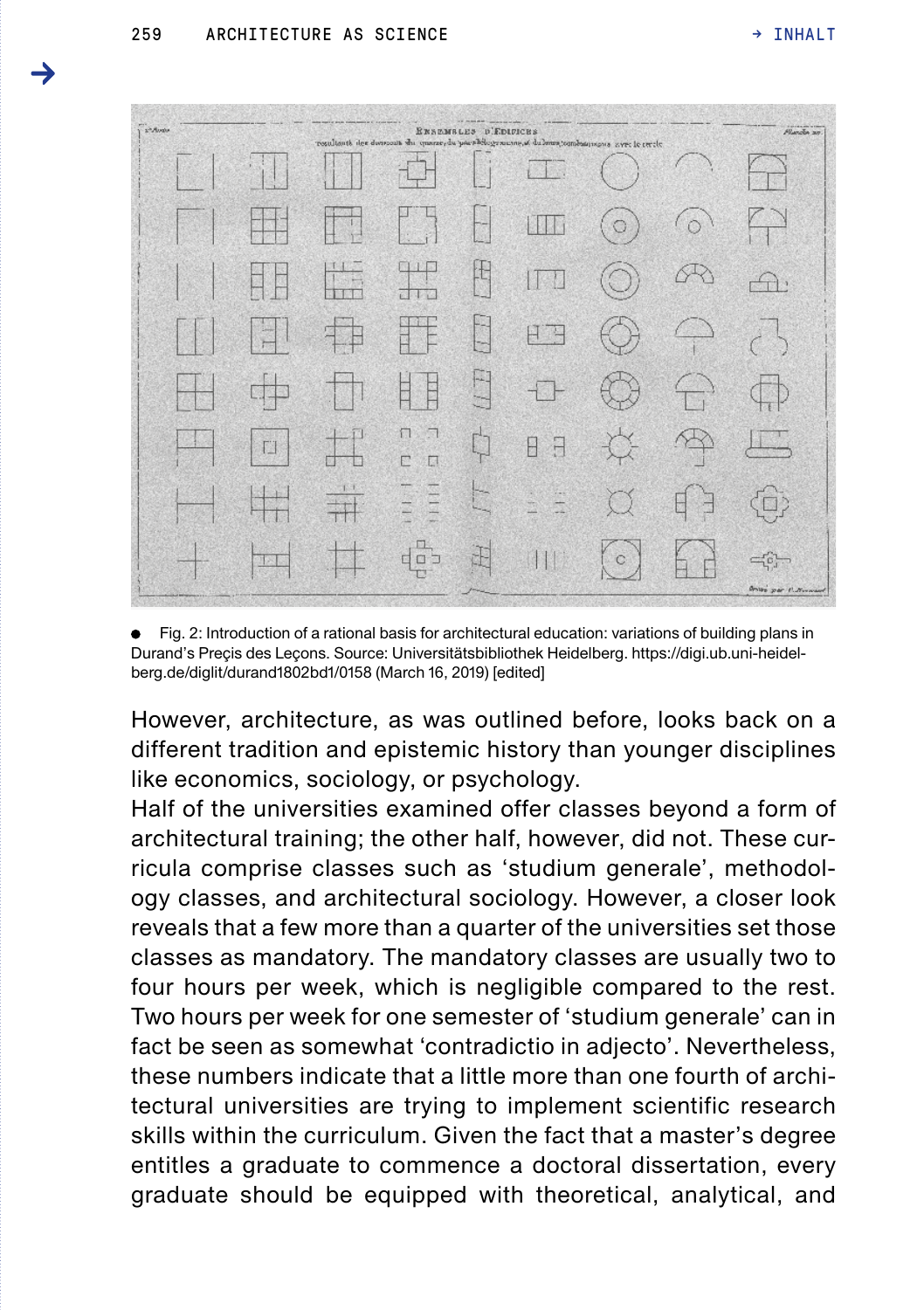● Fig. 2: Introduction of a rational basis for architectural education: variations of building plans in Durand's Preçis des Leçons. Source: Universitätsbibliothek Heidelberg. https://digi.ub.uni-heidelberg.de/diglit/durand1802bd1/0158 (March 16, 2019) [edited]

However, architecture, as was outlined before, looks back on a different tradition and epistemic history than younger disciplines like economics, sociology, or psychology.

Half of the universities examined offer classes beyond a form of architectural training; the other half, however, did not. These curricula comprise classes such as 'studium generale', methodology classes, and architectural sociology. However, a closer look reveals that a few more than a quarter of the universities set those classes as mandatory. The mandatory classes are usually two to four hours per week, which is negligible compared to the rest. Two hours per week for one semester of 'studium generale' can in fact be seen as somewhat 'contradictio in adjecto'. Nevertheless, these numbers indicate that a little more than one fourth of architectural universities are trying to implement scientific research skills within the curriculum. Given the fact that a master's degree entitles a graduate to commence a doctoral dissertation, every graduate should be equipped with theoretical, analytical, and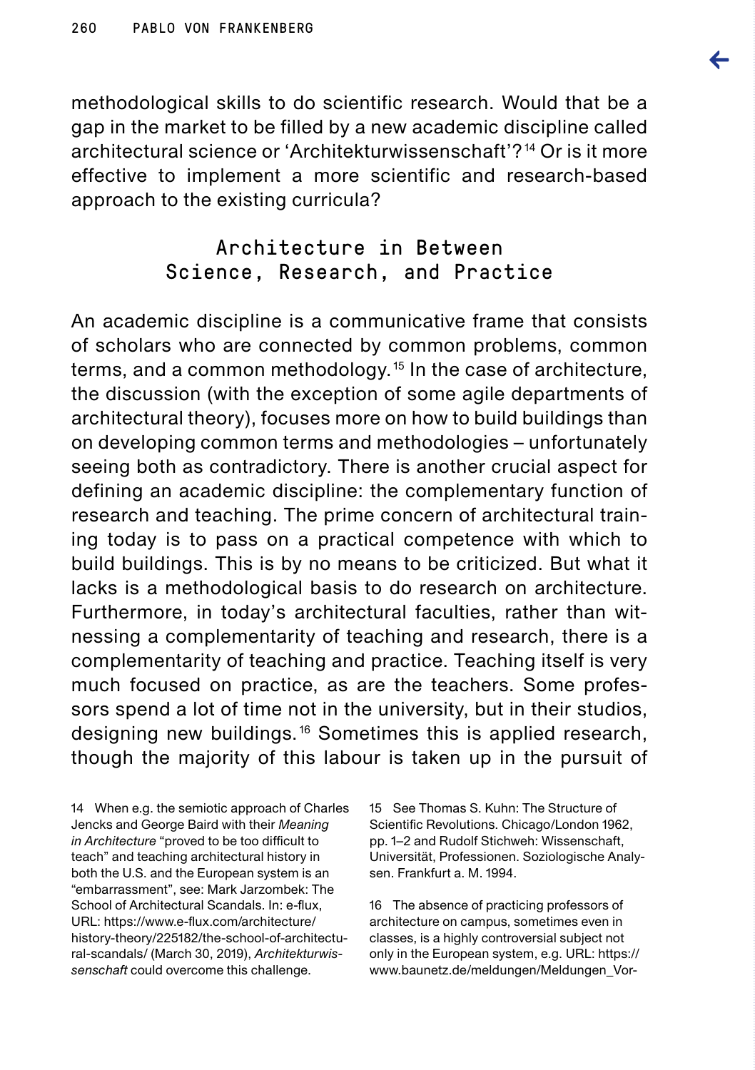methodological skills to do scientific research. Would that be a gap in the market to be filled by a new academic discipline called architectural science or 'Architekturwissenschaft'?[14] Or is it more effective to implement a more scientific and research-based approach to the existing curricula?

## Architecture in Between Science, Research, and Practice

An academic discipline is a communicative frame that consists of scholars who are connected by common problems, common terms, and a common methodology.[15] In the case of architecture, the discussion (with the exception of some agile departments of architectural theory), focuses more on how to build buildings than on developing common terms and methodologies – unfortunately seeing both as contradictory. There is another crucial aspect for defining an academic discipline: the complementary function of research and teaching. The prime concern of architectural training today is to pass on a practical competence with which to build buildings. This is by no means to be criticized. But what it lacks is a methodological basis to do research on architecture. Furthermore, in today's architectural faculties, rather than witnessing a complementarity of teaching and research, there is a complementarity of teaching and practice. Teaching itself is very much focused on practice, as are the teachers. Some professors spend a lot of time not in the university, but in their studios, designing new buildings.[16] Sometimes this is applied research, though the majority of this labour is taken up in the pursuit of

14 When e.g. the semiotic approach of Charles Jencks and George Baird with their *Meaning in Architecture* "proved to be too difficult to teach" and teaching architectural history in both the U.S. and the European system is an "embarrassment", see: Mark Jarzombek: The School of Architectural Scandals. In: e-flux, URL: https://www.e-flux.com/architecture/history-theory/225182/the-school-of-architectural-scandals/ (March 30, 2019), *Architekturwissenschaft* could overcome this challenge.

15 See Thomas S. Kuhn: The Structure of Scientific Revolutions. Chicago/London 1962, pp. 1–2 and Rudolf Stichweh: Wissenschaft, Universität, Professionen. Soziologische Analysen. Frankfurt a. M. 1994.

16 The absence of practicing professors of architecture on campus, sometimes even in classes, is a highly controversial subject not only in the European system, e.g. URL: https://www.baunetz.de/meldungen/Meldungen_Vor-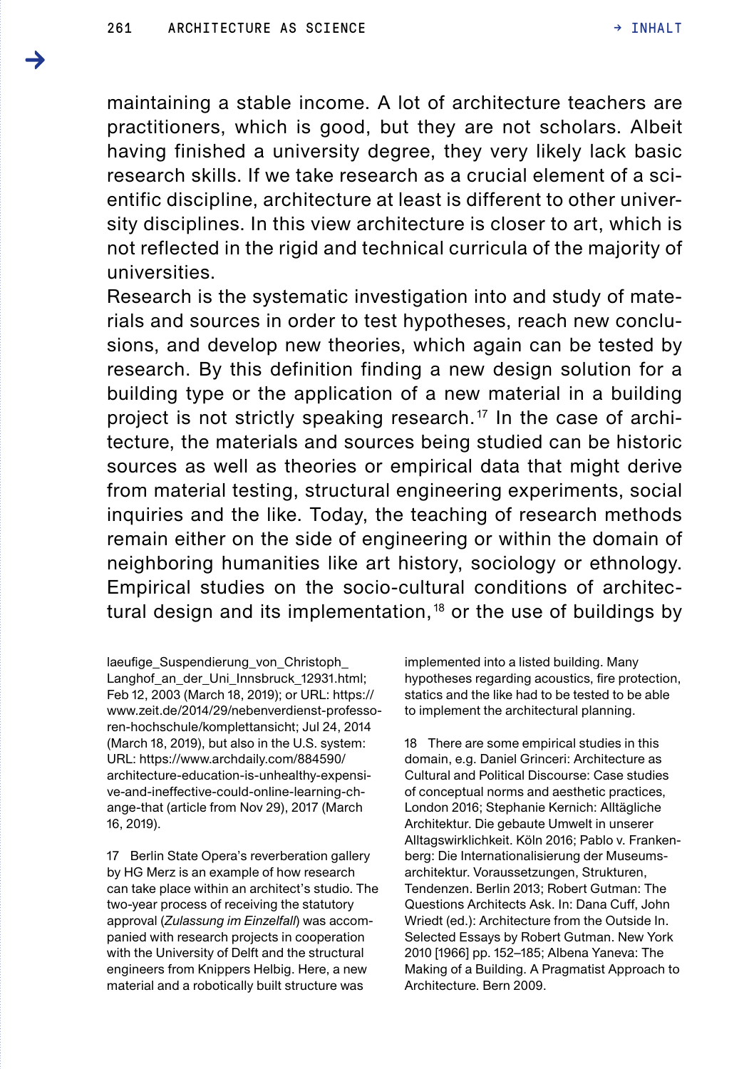maintaining a stable income. A lot of architecture teachers are practitioners, which is good, but they are not scholars. Albeit having finished a university degree, they very likely lack basic research skills. If we take research as a crucial element of a scientific discipline, architecture at least is different to other university disciplines. In this view architecture is closer to art, which is not reflected in the rigid and technical curricula of the majority of universities.

Research is the systematic investigation into and study of materials and sources in order to test hypotheses, reach new conclusions, and develop new theories, which again can be tested by research. By this definition finding a new design solution for a building type or the application of a new material in a building project is not strictly speaking research.[17] In the case of architecture, the materials and sources being studied can be historic sources as well as theories or empirical data that might derive from material testing, structural engineering experiments, social inquiries and the like. Today, the teaching of research methods remain either on the side of engineering or within the domain of neighboring humanities like art history, sociology or ethnology. Empirical studies on the socio-cultural conditions of architectural design and its implementation,[18] or the use of buildings by

laeufige_Suspendierung_von_Christoph_Langhof_an_der_Uni_Innsbruck_12931.html; Feb 12, 2003 (March 18, 2019); or URL: https://www.zeit.de/2014/29/nebenverdienst-professoren-hochschule/komplettansicht; Jul 24, 2014 (March 18, 2019), but also in the U.S. system: URL: https://www.archdaily.com/884590/architecture-education-is-unhealthy-expensive-and-ineffective-could-online-learning-change-that (article from Nov 29), 2017 (March 16, 2019).

17 Berlin State Opera's reverberation gallery by HG Merz is an example of how research can take place within an architect's studio. The two-year process of receiving the statutory approval (*Zulassung im Einzelfall*) was accompanied with research projects in cooperation with the University of Delft and the structural engineers from Knippers Helbig. Here, a new material and a robotically built structure was implemented into a listed building. Many hypotheses regarding acoustics, fire protection, statics and the like had to be tested to be able to implement the architectural planning.

18 There are some empirical studies in this domain, e.g. Daniel Grinceri: Architecture as Cultural and Political Discourse: Case studies of conceptual norms and aesthetic practices, London 2016; Stephanie Kernich: Alltägliche Architektur. Die gebaute Umwelt in unserer Alltagswirklichkeit. Köln 2016; Pablo v. Frankenberg: Die Internationalisierung der Museumsarchitektur. Voraussetzungen, Strukturen, Tendenzen. Berlin 2013; Robert Gutman: The Questions Architects Ask. In: Dana Cuff, John Wriedt (ed.): Architecture from the Outside In. Selected Essays by Robert Gutman. New York 2010 [1966] pp. 152–185; Albena Yaneva: The Making of a Building. A Pragmatist Approach to Architecture. Bern 2009.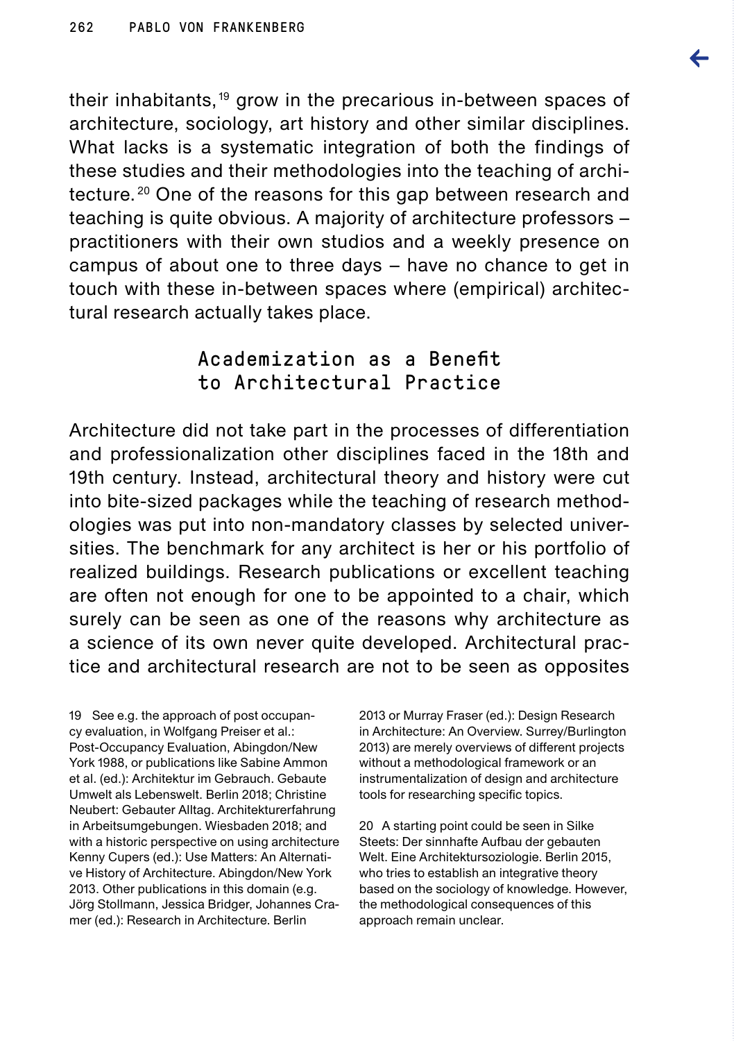their inhabitants,[19] grow in the precarious in-between spaces of architecture, sociology, art history and other similar disciplines. What lacks is a systematic integration of both the findings of these studies and their methodologies into the teaching of architecture.[20] One of the reasons for this gap between research and teaching is quite obvious. A majority of architecture professors – practitioners with their own studios and a weekly presence on campus of about one to three days – have no chance to get in touch with these in-between spaces where (empirical) architectural research actually takes place.

## Academization as a Benefit to Architectural Practice

Architecture did not take part in the processes of differentiation and professionalization other disciplines faced in the 18th and 19th century. Instead, architectural theory and history were cut into bite-sized packages while the teaching of research methodologies was put into non-mandatory classes by selected universities. The benchmark for any architect is her or his portfolio of realized buildings. Research publications or excellent teaching are often not enough for one to be appointed to a chair, which surely can be seen as one of the reasons why architecture as a science of its own never quite developed. Architectural practice and architectural research are not to be seen as opposites

19 See e.g. the approach of post occupancy evaluation, in Wolfgang Preiser et al.: Post-Occupancy Evaluation, Abingdon/New York 1988, or publications like Sabine Ammon et al. (ed.): Architektur im Gebrauch. Gebaute Umwelt als Lebenswelt. Berlin 2018; Christine Neubert: Gebauter Alltag. Architekturerfahrung in Arbeitsumgebungen. Wiesbaden 2018; and with a historic perspective on using architecture Kenny Cupers (ed.): Use Matters: An Alternative History of Architecture. Abingdon/New York 2013. Other publications in this domain (e.g. Jörg Stollmann, Jessica Bridger, Johannes Cramer (ed.): Research in Architecture. Berlin 2013 or Murray Fraser (ed.): Design Research in Architecture: An Overview. Surrey/Burlington 2013) are merely overviews of different projects without a methodological framework or an instrumentalization of design and architecture tools for researching specific topics.

20 A starting point could be seen in Silke Steets: Der sinnhafte Aufbau der gebauten Welt. Eine Architektursoziologie. Berlin 2015, who tries to establish an integrative theory based on the sociology of knowledge. However, the methodological consequences of this approach remain unclear.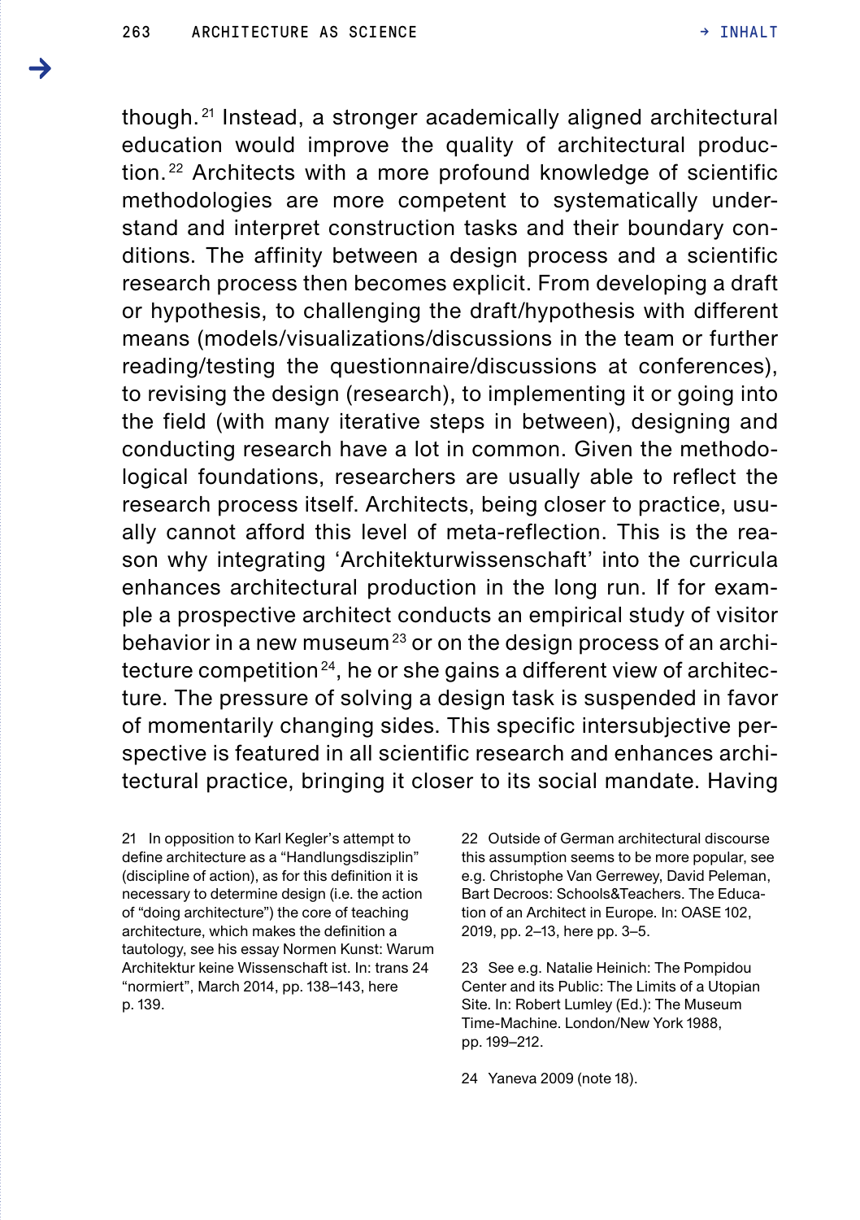though.[21] Instead, a stronger academically aligned architectural education would improve the quality of architectural production.[22] Architects with a more profound knowledge of scientific methodologies are more competent to systematically understand and interpret construction tasks and their boundary conditions. The affinity between a design process and a scientific research process then becomes explicit. From developing a draft or hypothesis, to challenging the draft/hypothesis with different means (models/visualizations/discussions in the team or further reading/testing the questionnaire/discussions at conferences), to revising the design (research), to implementing it or going into the field (with many iterative steps in between), designing and conducting research have a lot in common. Given the methodological foundations, researchers are usually able to reflect the research process itself. Architects, being closer to practice, usually cannot afford this level of meta-reflection. This is the reason why integrating 'Architekturwissenschaft' into the curricula enhances architectural production in the long run. If for example a prospective architect conducts an empirical study of visitor behavior in a new museum[23] or on the design process of an architecture competition[24], he or she gains a different view of architecture. The pressure of solving a design task is suspended in favor of momentarily changing sides. This specific intersubjective perspective is featured in all scientific research and enhances architectural practice, bringing it closer to its social mandate. Having

21 In opposition to Karl Kegler's attempt to define architecture as a "Handlungsdisziplin" (discipline of action), as for this definition it is necessary to determine design (i.e. the action of "doing architecture") the core of teaching architecture, which makes the definition a tautology, see his essay Normen Kunst: Warum Architektur keine Wissenschaft ist. In: trans 24 "normiert", March 2014, pp. 138–143, here p. 139.

22 Outside of German architectural discourse this assumption seems to be more popular, see e.g. Christophe Van Gerrewey, David Peleman, Bart Decroos: Schools&Teachers. The Education of an Architect in Europe. In: OASE 102, 2019, pp. 2–13, here pp. 3–5.

23 See e.g. Natalie Heinich: The Pompidou Center and its Public: The Limits of a Utopian Site. In: Robert Lumley (Ed.): The Museum Time-Machine. London/New York 1988, pp. 199–212.

24 Yaneva 2009 (note 18).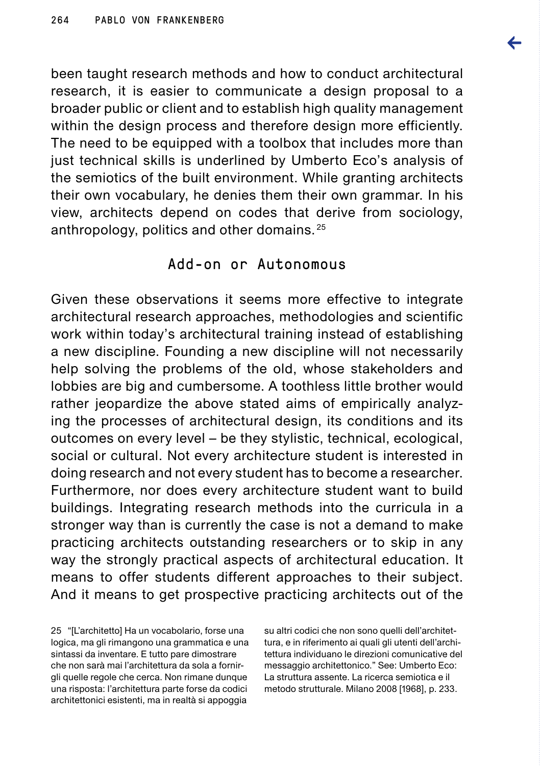been taught research methods and how to conduct architectural research, it is easier to communicate a design proposal to a broader public or client and to establish high quality management within the design process and therefore design more efficiently. The need to be equipped with a toolbox that includes more than just technical skills is underlined by Umberto Eco's analysis of the semiotics of the built environment. While granting architects their own vocabulary, he denies them their own grammar. In his view, architects depend on codes that derive from sociology, anthropology, politics and other domains.[25]

## Add-on or Autonomous

Given these observations it seems more effective to integrate architectural research approaches, methodologies and scientific work within today's architectural training instead of establishing a new discipline. Founding a new discipline will not necessarily help solving the problems of the old, whose stakeholders and lobbies are big and cumbersome. A toothless little brother would rather jeopardize the above stated aims of empirically analyzing the processes of architectural design, its conditions and its outcomes on every level – be they stylistic, technical, ecological, social or cultural. Not every architecture student is interested in doing research and not every student has to become a researcher. Furthermore, nor does every architecture student want to build buildings. Integrating research methods into the curricula in a stronger way than is currently the case is not a demand to make practicing architects outstanding researchers or to skip in any way the strongly practical aspects of architectural education. It means to offer students different approaches to their subject. And it means to get prospective practicing architects out of the

25 "[L'architetto] Ha un vocabolario, forse una logica, ma gli rimangono una grammatica e una sintassi da inventare. E tutto pare dimostrare che non sarà mai l'architettura da sola a fornirgli quelle regole che cerca. Non rimane dunque una risposta: l'architettura parte forse da codici architettonici esistenti, ma in realtà si appoggia su altri codici che non sono quelli dell'architettura, e in riferimento ai quali gli utenti dell'architettura individuano le direzioni comunicative del messaggio architettonico." See: Umberto Eco: La struttura assente. La ricerca semiotica e il metodo strutturale. Milano 2008 [1968], p. 233.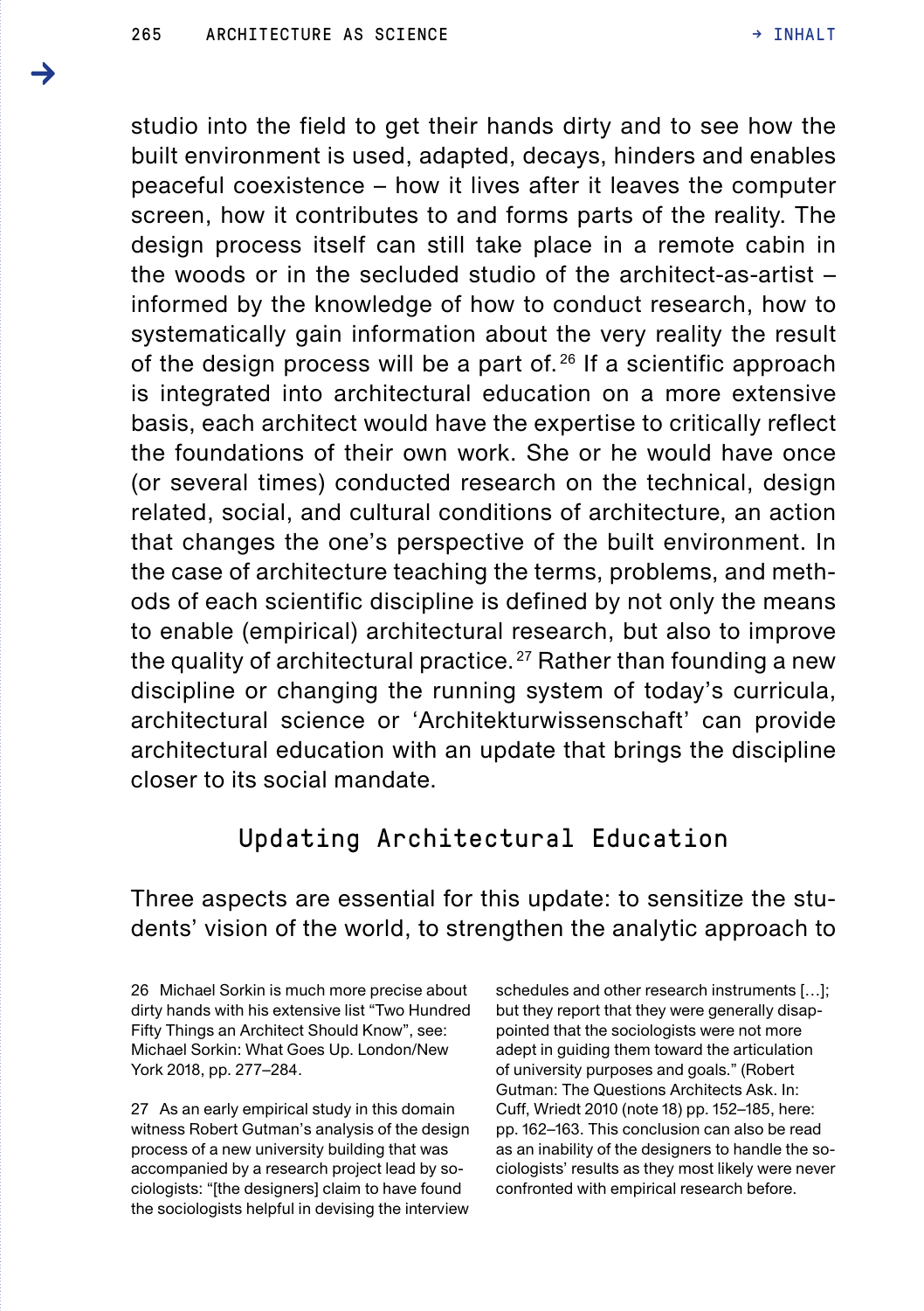studio into the field to get their hands dirty and to see how the built environment is used, adapted, decays, hinders and enables peaceful coexistence – how it lives after it leaves the computer screen, how it contributes to and forms parts of the reality. The design process itself can still take place in a remote cabin in the woods or in the secluded studio of the architect-as-artist – informed by the knowledge of how to conduct research, how to systematically gain information about the very reality the result of the design process will be a part of.[26] If a scientific approach is integrated into architectural education on a more extensive basis, each architect would have the expertise to critically reflect the foundations of their own work. She or he would have once (or several times) conducted research on the technical, design related, social, and cultural conditions of architecture, an action that changes the one's perspective of the built environment. In the case of architecture teaching the terms, problems, and methods of each scientific discipline is defined by not only the means to enable (empirical) architectural research, but also to improve the quality of architectural practice.[27] Rather than founding a new discipline or changing the running system of today's curricula, architectural science or 'Architekturwissenschaft' can provide architectural education with an update that brings the discipline closer to its social mandate.

## Updating Architectural Education

Three aspects are essential for this update: to sensitize the students' vision of the world, to strengthen the analytic approach to

26 Michael Sorkin is much more precise about dirty hands with his extensive list "Two Hundred Fifty Things an Architect Should Know", see: Michael Sorkin: What Goes Up. London/New York 2018, pp. 277–284.

27 As an early empirical study in this domain witness Robert Gutman's analysis of the design process of a new university building that was accompanied by a research project lead by sociologists: "[the designers] claim to have found the sociologists helpful in devising the interview schedules and other research instruments […]; but they report that they were generally disappointed that the sociologists were not more adept in guiding them toward the articulation of university purposes and goals." (Robert Gutman: The Questions Architects Ask. In: Cuff, Wriedt 2010 (note 18) pp. 152–185, here: pp. 162–163. This conclusion can also be read as an inability of the designers to handle the sociologists' results as they most likely were never confronted with empirical research before.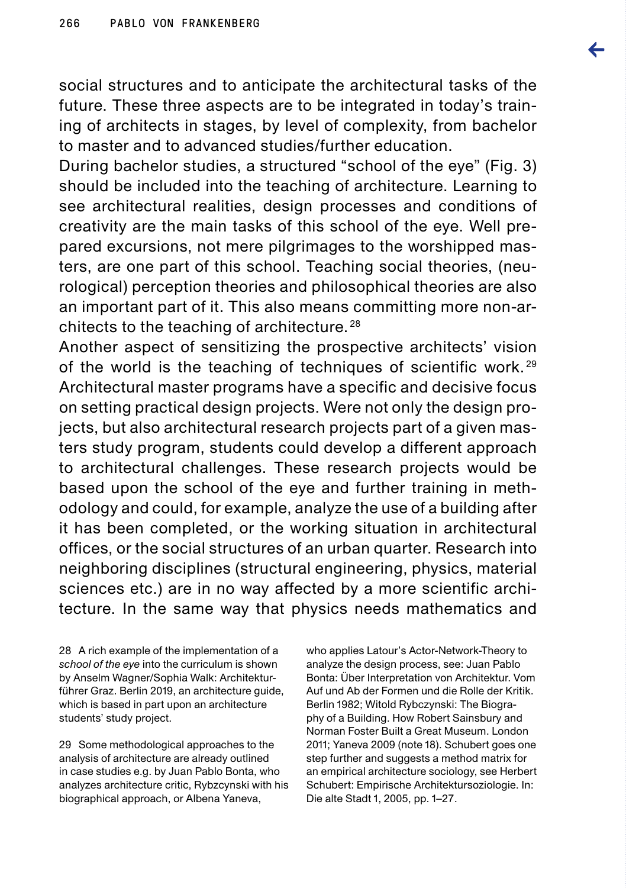social structures and to anticipate the architectural tasks of the future. These three aspects are to be integrated in today's training of architects in stages, by level of complexity, from bachelor to master and to advanced studies/further education.

During bachelor studies, a structured "school of the eye" (Fig. 3) should be included into the teaching of architecture. Learning to see architectural realities, design processes and conditions of creativity are the main tasks of this school of the eye. Well prepared excursions, not mere pilgrimages to the worshipped masters, are one part of this school. Teaching social theories, (neurological) perception theories and philosophical theories are also an important part of it. This also means committing more non-architects to the teaching of architecture.[28]

Another aspect of sensitizing the prospective architects' vision of the world is the teaching of techniques of scientific work.[29] Architectural master programs have a specific and decisive focus on setting practical design projects. Were not only the design projects, but also architectural research projects part of a given masters study program, students could develop a different approach to architectural challenges. These research projects would be based upon the school of the eye and further training in methodology and could, for example, analyze the use of a building after it has been completed, or the working situation in architectural offices, or the social structures of an urban quarter. Research into neighboring disciplines (structural engineering, physics, material sciences etc.) are in no way affected by a more scientific architecture. In the same way that physics needs mathematics and

28 A rich example of the implementation of a *school of the eye* into the curriculum is shown by Anselm Wagner/Sophia Walk: Architekturführer Graz. Berlin 2019, an architecture guide, which is based in part upon an architecture students' study project.

29 Some methodological approaches to the analysis of architecture are already outlined in case studies e.g. by Juan Pablo Bonta, who analyzes architecture critic, Rybzcynski with his biographical approach, or Albena Yaneva, who applies Latour's Actor-Network-Theory to analyze the design process, see: Juan Pablo Bonta: Über Interpretation von Architektur. Vom Auf und Ab der Formen und die Rolle der Kritik. Berlin 1982; Witold Rybczynski: The Biography of a Building. How Robert Sainsbury and Norman Foster Built a Great Museum. London 2011; Yaneva 2009 (note 18). Schubert goes one step further and suggests a method matrix for an empirical architecture sociology, see Herbert Schubert: Empirische Architektursoziologie. In: Die alte Stadt 1, 2005, pp. 1–27.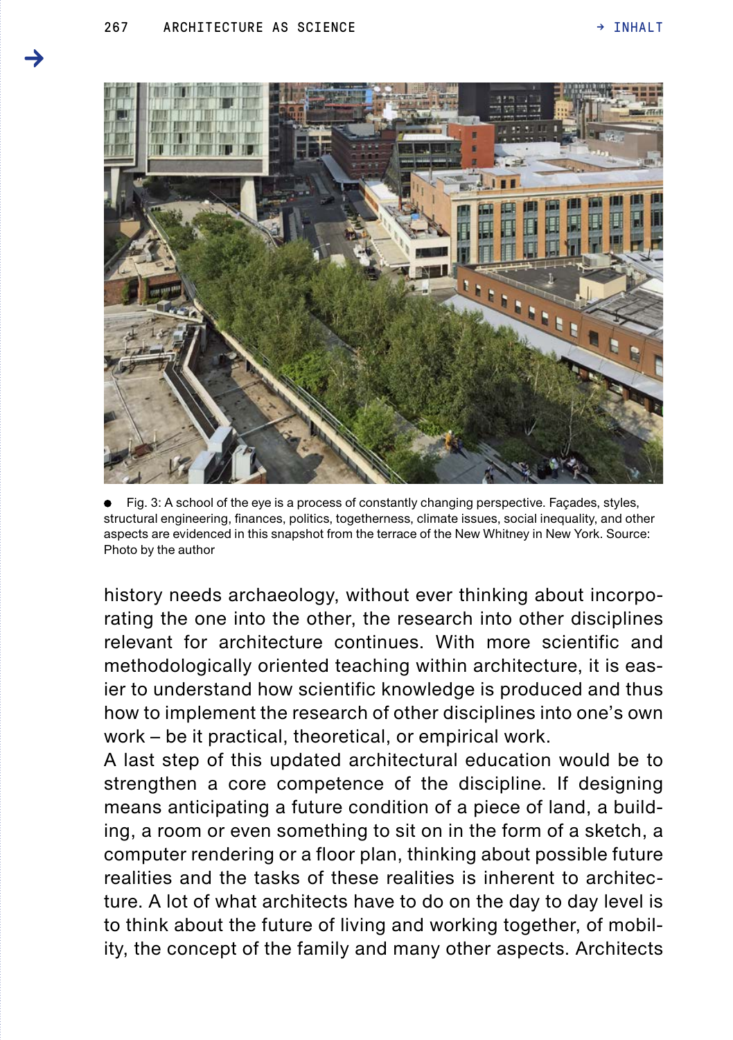Fig. 3: A school of the eye is a process of constantly changing perspective. Façades, styles, structural engineering, finances, politics, togetherness, climate issues, social inequality, and other aspects are evidenced in this snapshot from the terrace of the New Whitney in New York. Source: Photo by the author

history needs archaeology, without ever thinking about incorporating the one into the other, the research into other disciplines relevant for architecture continues. With more scientific and methodologically oriented teaching within architecture, it is easier to understand how scientific knowledge is produced and thus how to implement the research of other disciplines into one's own work – be it practical, theoretical, or empirical work.

A last step of this updated architectural education would be to strengthen a core competence of the discipline. If designing means anticipating a future condition of a piece of land, a building, a room or even something to sit on in the form of a sketch, a computer rendering or a floor plan, thinking about possible future realities and the tasks of these realities is inherent to architecture. A lot of what architects have to do on the day to day level is to think about the future of living and working together, of mobility, the concept of the family and many other aspects. Architects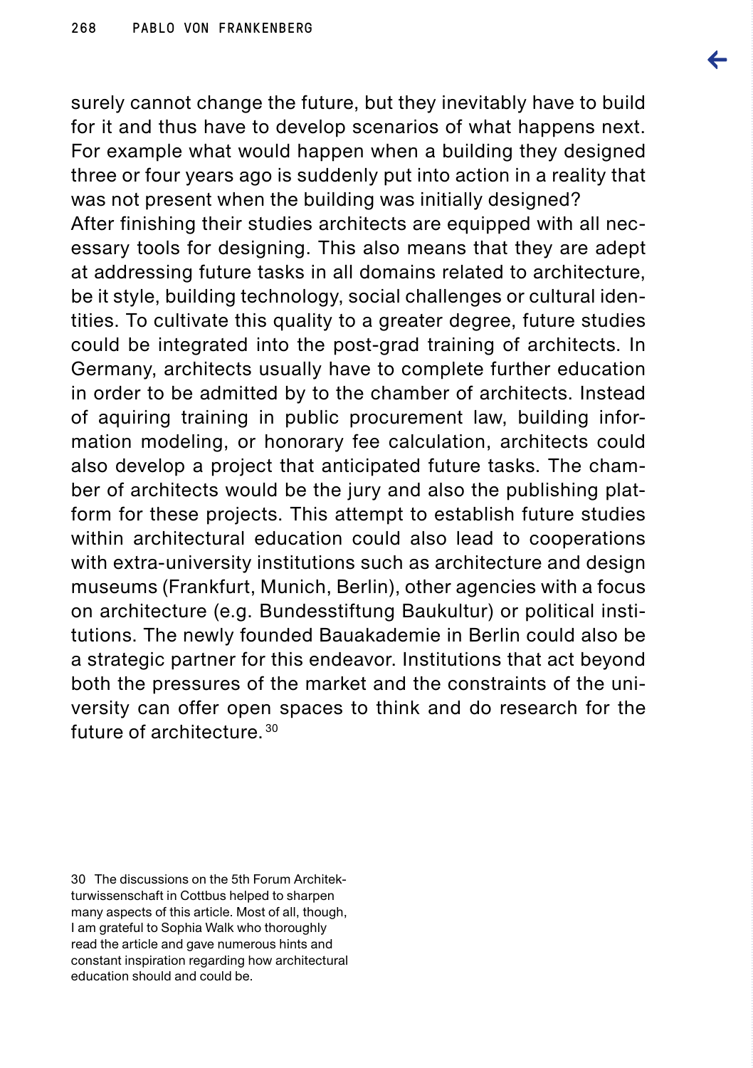surely cannot change the future, but they inevitably have to build for it and thus have to develop scenarios of what happens next. For example what would happen when a building they designed three or four years ago is suddenly put into action in a reality that was not present when the building was initially designed?
After finishing their studies architects are equipped with all necessary tools for designing. This also means that they are adept at addressing future tasks in all domains related to architecture, be it style, building technology, social challenges or cultural identities. To cultivate this quality to a greater degree, future studies could be integrated into the post-grad training of architects. In Germany, architects usually have to complete further education in order to be admitted by to the chamber of architects. Instead of aquiring training in public procurement law, building information modeling, or honorary fee calculation, architects could also develop a project that anticipated future tasks. The chamber of architects would be the jury and also the publishing platform for these projects. This attempt to establish future studies within architectural education could also lead to cooperations with extra-university institutions such as architecture and design museums (Frankfurt, Munich, Berlin), other agencies with a focus on architecture (e.g. Bundesstiftung Baukultur) or political institutions. The newly founded Bauakademie in Berlin could also be a strategic partner for this endeavor. Institutions that act beyond both the pressures of the market and the constraints of the university can offer open spaces to think and do research for the future of architecture.[30]

30 The discussions on the 5th Forum Architekturwissenschaft in Cottbus helped to sharpen many aspects of this article. Most of all, though, I am grateful to Sophia Walk who thoroughly read the article and gave numerous hints and constant inspiration regarding how architectural education should and could be.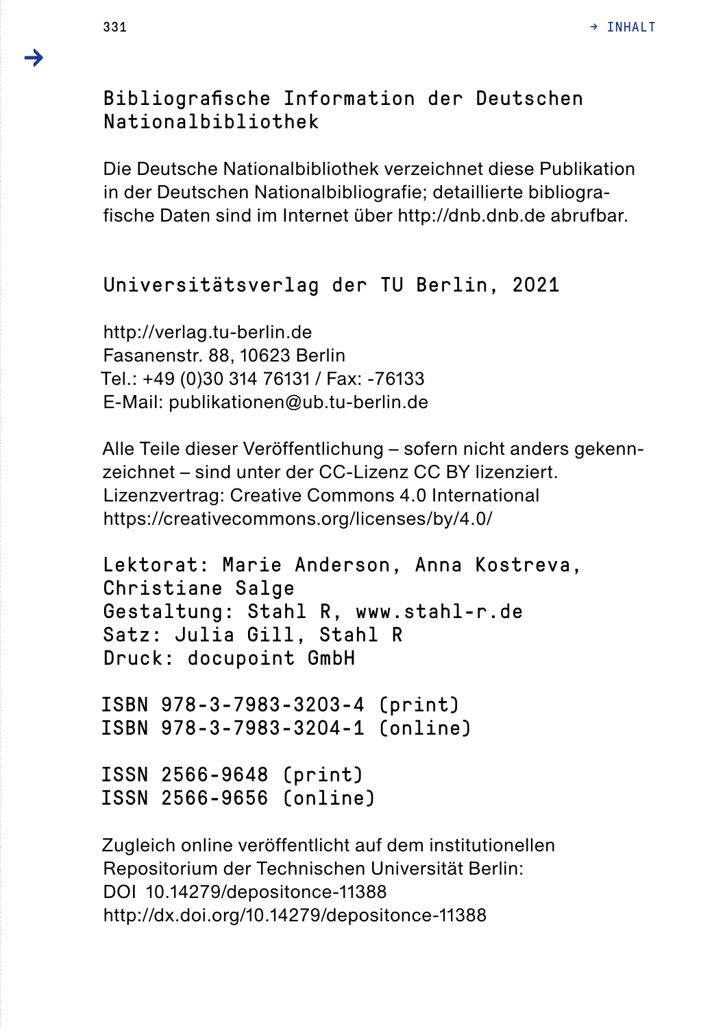## Bibliografische Information der Deutschen Nationalbibliothek

Die Deutsche Nationalbibliothek verzeichnet diese Publikation in der Deutschen Nationalbibliografie; detaillierte bibliografische Daten sind im Internet über http://dnb.dnb.de abrufbar.

## Universitätsverlag der TU Berlin, 2021

http://verlag.tu-berlin.de
Fasanenstr. 88, 10623 Berlin
Tel.: +49 (0)30 314 76131 / Fax: -76133
E-Mail: publikationen@ub.tu-berlin.de

Alle Teile dieser Veröffentlichung – sofern nicht anders gekennzeichnet – sind unter der CC-Lizenz CC BY lizenziert.
Lizenzvertrag: Creative Commons 4.0 International
https://creativecommons.org/licenses/by/4.0/

Lektorat: Marie Anderson, Anna Kostreva, Christiane Salge
Gestaltung: Stahl R, www.stahl-r.de
Satz: Julia Gill, Stahl R
Druck: docupoint GmbH

ISBN 978-3-7983-3203-4 (print)
ISBN 978-3-7983-3204-1 (online)

ISSN 2566-9648 (print)
ISSN 2566-9656 (online)

Zugleich online veröffentlicht auf dem institutionellen Repositorium der Technischen Universität Berlin:
DOI 10.14279/depositonce-11388
http://dx.doi.org/10.14279/depositonce-11388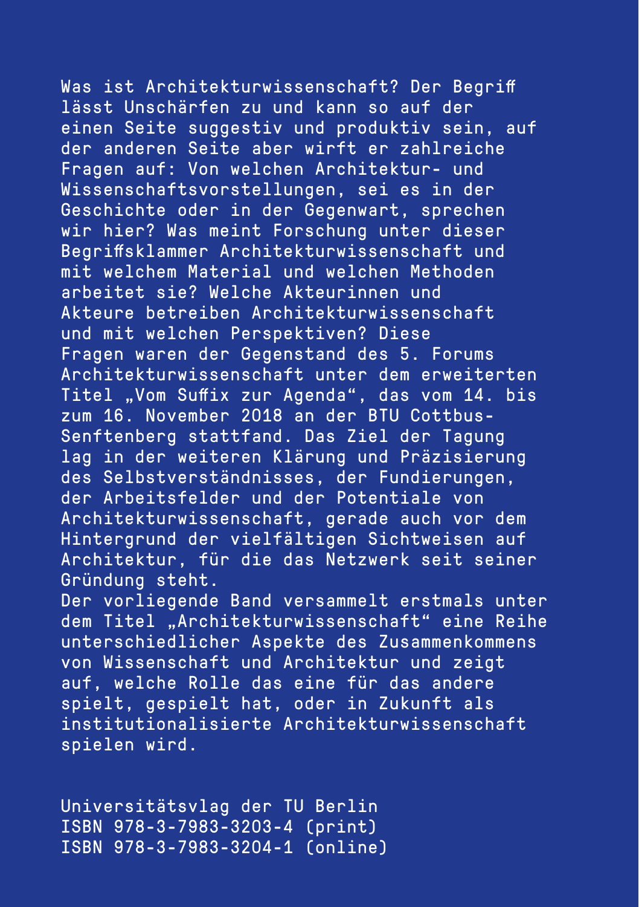Was ist Architekturwissenschaft? Der Begriff lässt Unschärfen zu und kann so auf der einen Seite suggestiv und produktiv sein, auf der anderen Seite aber wirft er zahlreiche Fragen auf: Von welchen Architektur- und Wissenschaftsvorstellungen, sei es in der Geschichte oder in der Gegenwart, sprechen wir hier? Was meint Forschung unter dieser Begriffsklammer Architekturwissenschaft und mit welchem Material und welchen Methoden arbeitet sie? Welche Akteurinnen und Akteure betreiben Architekturwissenschaft und mit welchen Perspektiven? Diese Fragen waren der Gegenstand des 5. Forums Architekturwissenschaft unter dem erweiterten Titel „Vom Suffix zur Agenda“, das vom 14. bis zum 16. November 2018 an der BTU Cottbus-Senftenberg stattfand. Das Ziel der Tagung lag in der weiteren Klärung und Präzisierung des Selbstverständnisses, der Fundierungen, der Arbeitsfelder und der Potentiale von Architekturwissenschaft, gerade auch vor dem Hintergrund der vielfältigen Sichtweisen auf Architektur, für die das Netzwerk seit seiner Gründung steht.
Der vorliegende Band versammelt erstmals unter dem Titel „Architekturwissenschaft“ eine Reihe unterschiedlicher Aspekte des Zusammenkommens von Wissenschaft und Architektur und zeigt auf, welche Rolle das eine für das andere spielt, gespielt hat, oder in Zukunft als institutionalisierte Architekturwissenschaft spielen wird.

Universitätsvlag der TU Berlin
ISBN 978-3-7983-3203-4 (print)
ISBN 978-3-7983-3204-1 (online)